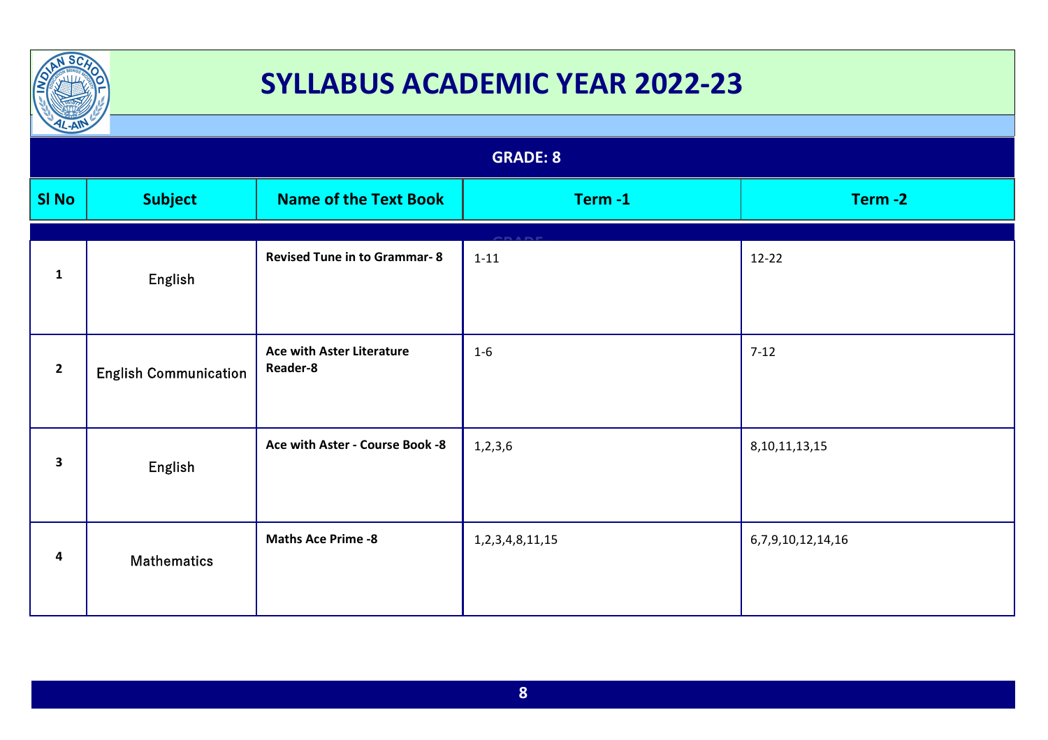# SYLLABUS ACADEMIC YEAR 2022-23

## GRADE: 8

| Sl No | Subject | Name of the Text Book | Term -1 | Term -2 |
|---|---|---|---|---|
| 1 | English | **Revised Tune in to Grammar- 8** | 1-11 | 12-22 |
| 2 | English Communication | **Ace with Aster Literature Reader-8** | 1-6 | 7-12 |
| 3 | English | **Ace with Aster - Course Book -8** | 1,2,3,6 | 8,10,11,13,15 |
| 4 | Mathematics | **Maths Ace Prime -8** | 1,2,3,4,8,11,15 | 6,7,9,10,12,14,16 |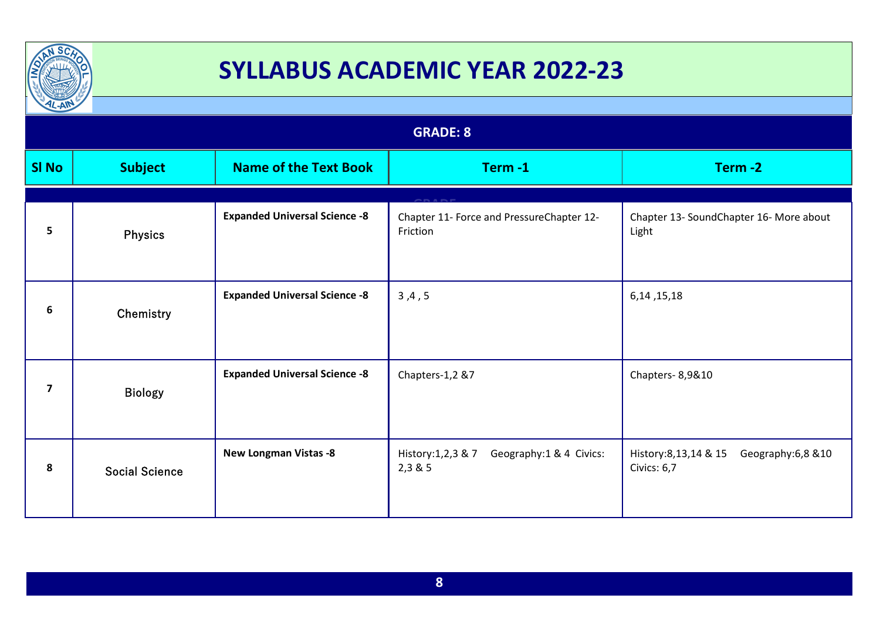# SYLLABUS ACADEMIC YEAR 2022-23

## GRADE: 8

| Sl No | Subject | Name of the Text Book | Term -1 | Term -2 |
|---|---|---|---|---|
| 5 | Physics | **Expanded Universal Science -8** | Chapter 11- Force and PressureChapter 12- Friction | Chapter 13- SoundChapter 16- More about Light |
| 6 | Chemistry | **Expanded Universal Science -8** | 3 ,4 , 5 | 6,14 ,15,18 |
| 7 | Biology | **Expanded Universal Science -8** | Chapters-1,2 &7 | Chapters- 8,9&10 |
| 8 | Social Science | **New Longman Vistas -8** | History:1,2,3 & 7 Geography:1 & 4 Civics: 2,3 & 5 | History:8,13,14 & 15 Geography:6,8 &10 Civics: 6,7 |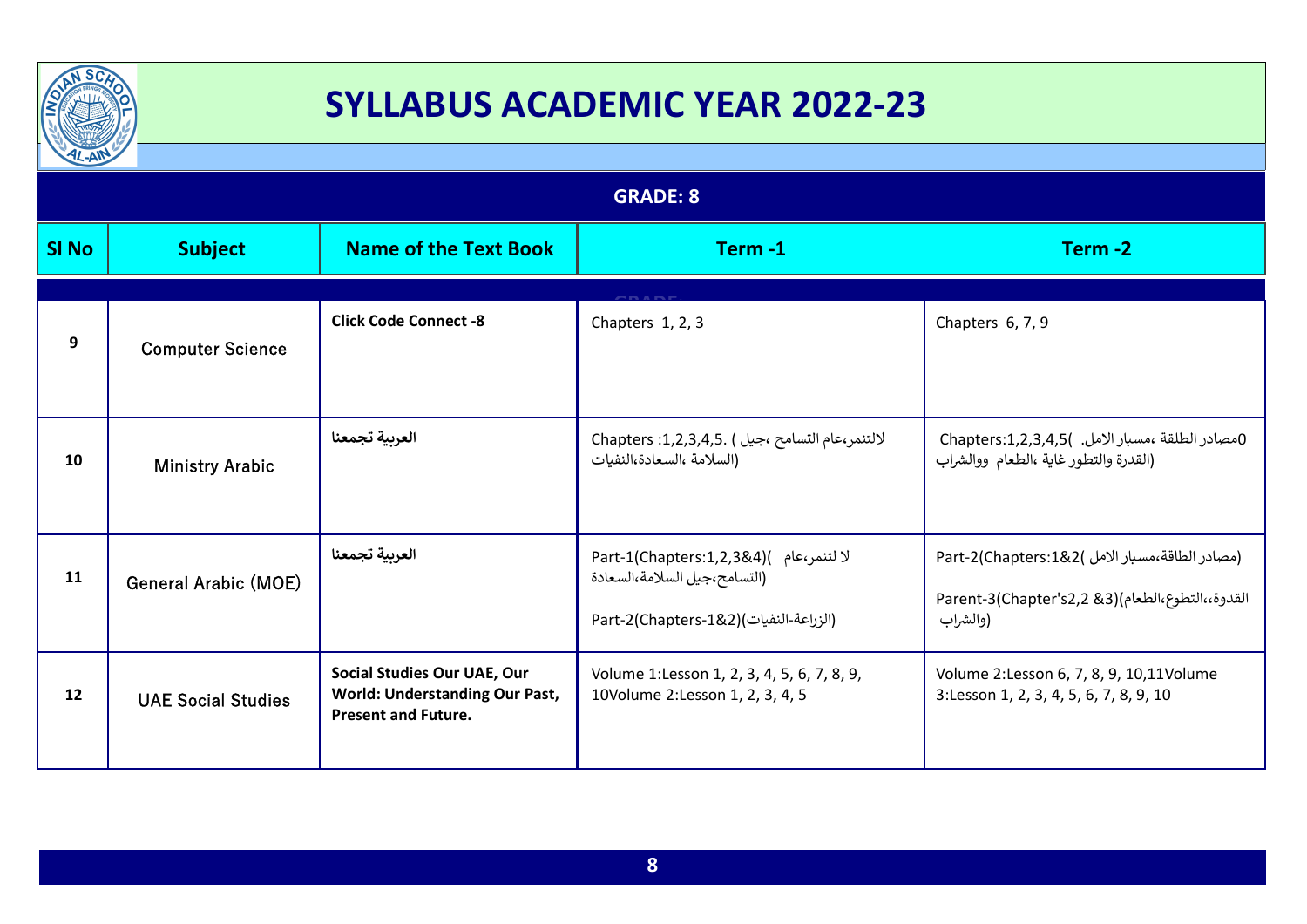# SYLLABUS ACADEMIC YEAR 2022-23

**GRADE: 8**

| Sl No | Subject | Name of the Text Book | Term -1 | Term -2 |
|---|---|---|---|---|
| 9 | Computer Science | **Click Code Connect -8** | Chapters 1, 2, 3 | Chapters 6, 7, 9 |
| 10 | Ministry Arabic | **العربية تجمعنا** | Chapters :1,2,3,4,5. ( لالتنمر،عام التسامح ،جيل السلامة ،السعادة،النفيات) | Chapters:1,2,3,4,5( مصادر الطلقة ،مسبار الامل. القدرة والتطور غاية ،الطعام ووالشراب) |
| 11 | General Arabic (MOE) | **العربية تجمعنا** | Part-1(Chapters:1,2,3&4)( لا لتنمر،عام التسامح،جيل السلامة،السعادة)<br><br>Part-2(Chapters-1&2)(الزراعة-النفيات) | Part-2(Chapters:1&2( مصادر الطاقة،مسبار الامل)<br><br>Parent-3(Chapter's2,2 &3)(القدوة،،التطوع،الطعام والشراب) |
| 12 | UAE Social Studies | **Social Studies Our UAE, Our World: Understanding Our Past, Present and Future.** | Volume 1:Lesson 1, 2, 3, 4, 5, 6, 7, 8, 9, 10Volume 2:Lesson 1, 2, 3, 4, 5 | Volume 2:Lesson 6, 7, 8, 9, 10,11Volume 3:Lesson 1, 2, 3, 4, 5, 6, 7, 8, 9, 10 |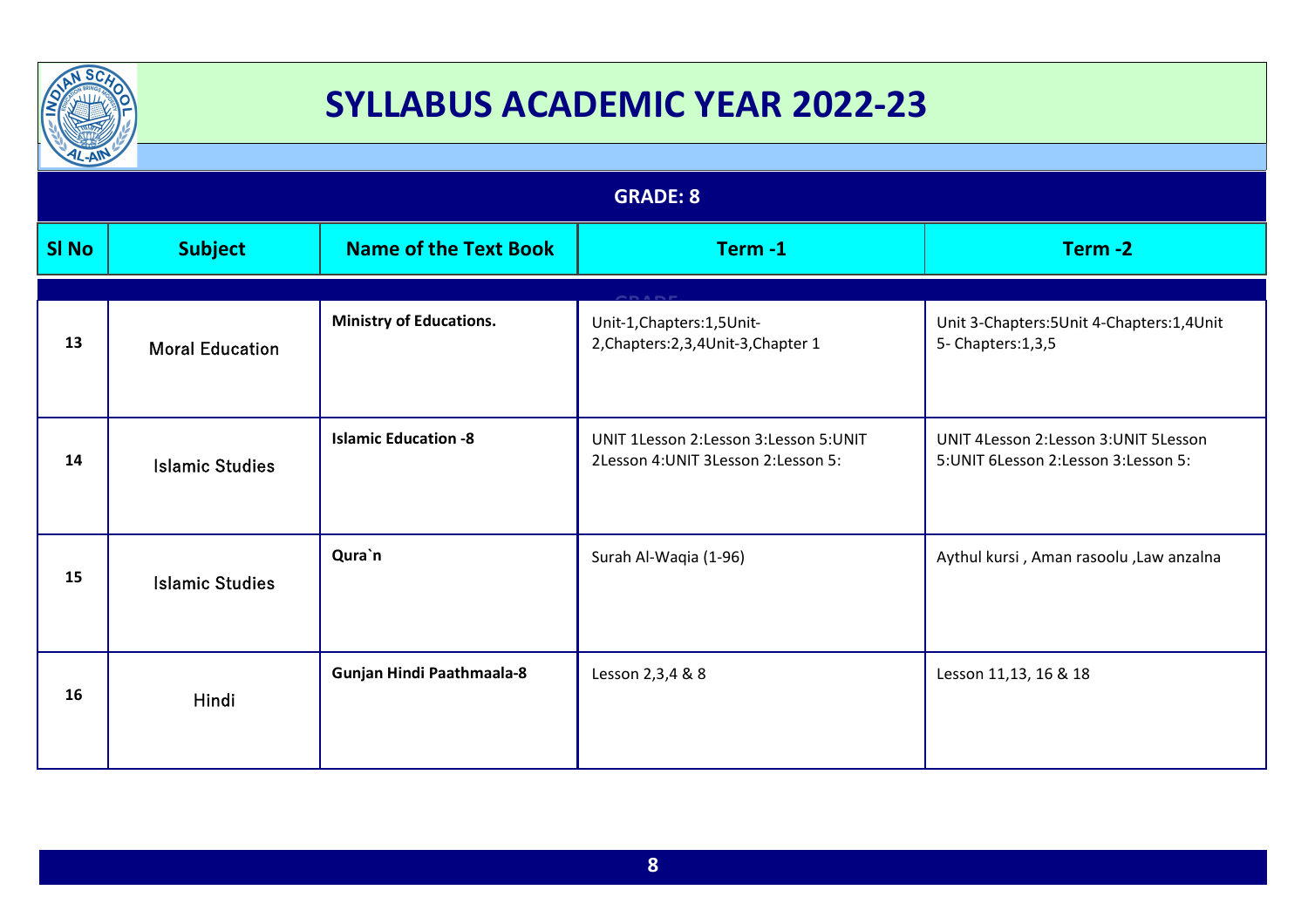# SYLLABUS ACADEMIC YEAR 2022-23

## GRADE: 8

| Sl No | Subject | Name of the Text Book | Term -1 | Term -2 |
|---|---|---|---|---|
| 13 | Moral Education | **Ministry of Educations.** | Unit-1,Chapters:1,5Unit-2,Chapters:2,3,4Unit-3,Chapter 1 | Unit 3-Chapters:5Unit 4-Chapters:1,4Unit 5- Chapters:1,3,5 |
| 14 | Islamic Studies | **Islamic Education -8** | UNIT 1Lesson 2:Lesson 3:Lesson 5:UNIT 2Lesson 4:UNIT 3Lesson 2:Lesson 5: | UNIT 4Lesson 2:Lesson 3:UNIT 5Lesson 5:UNIT 6Lesson 2:Lesson 3:Lesson 5: |
| 15 | Islamic Studies | **Qura`n** | Surah Al-Waqia (1-96) | Aythul kursi , Aman rasoolu ,Law anzalna |
| 16 | Hindi | **Gunjan Hindi Paathmaala-8** | Lesson 2,3,4 & 8 | Lesson 11,13, 16 & 18 |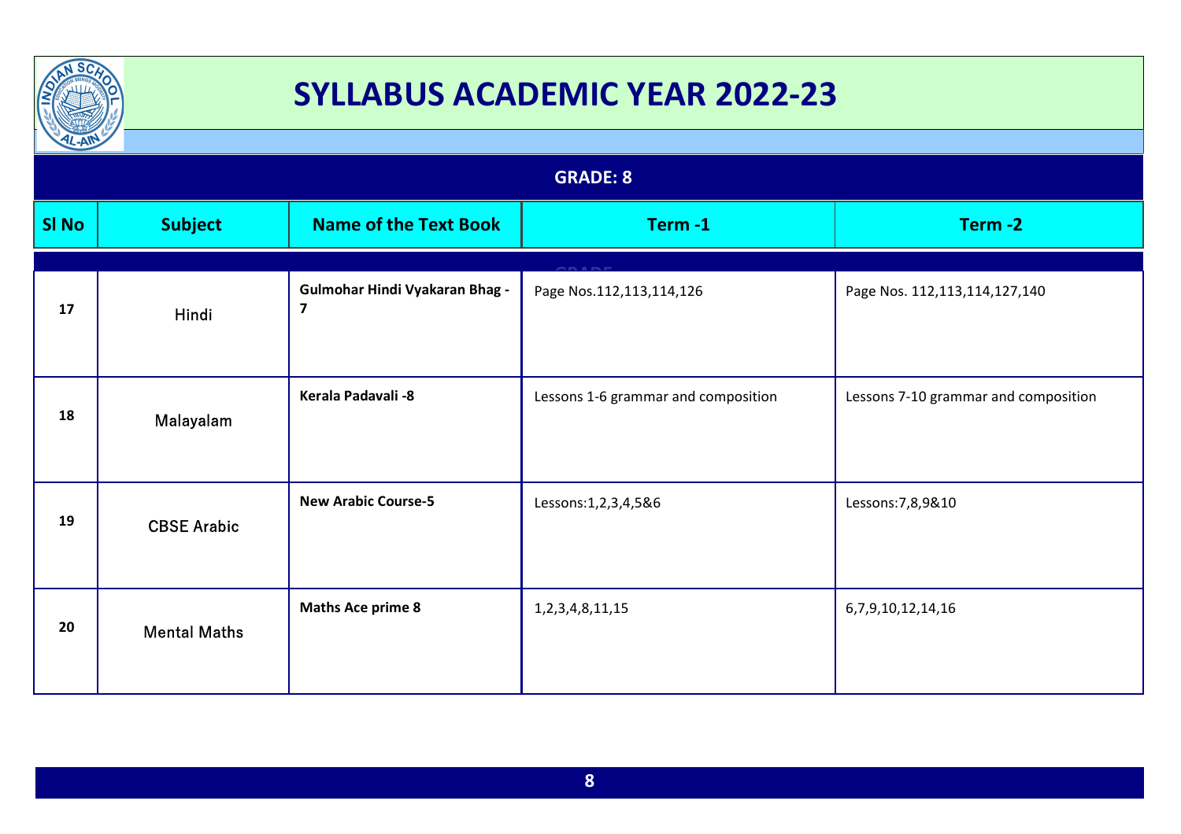# SYLLABUS ACADEMIC YEAR 2022-23

## GRADE: 8

| Sl No | Subject | Name of the Text Book | Term -1 | Term -2 |
|---|---|---|---|---|
| 17 | Hindi | **Gulmohar Hindi Vyakaran Bhag - 7** | Page Nos.112,113,114,126 | Page Nos. 112,113,114,127,140 |
| 18 | Malayalam | **Kerala Padavali -8** | Lessons 1-6 grammar and composition | Lessons 7-10 grammar and composition |
| 19 | CBSE Arabic | **New Arabic Course-5** | Lessons:1,2,3,4,5&6 | Lessons:7,8,9&10 |
| 20 | Mental Maths | **Maths Ace prime 8** | 1,2,3,4,8,11,15 | 6,7,9,10,12,14,16 |